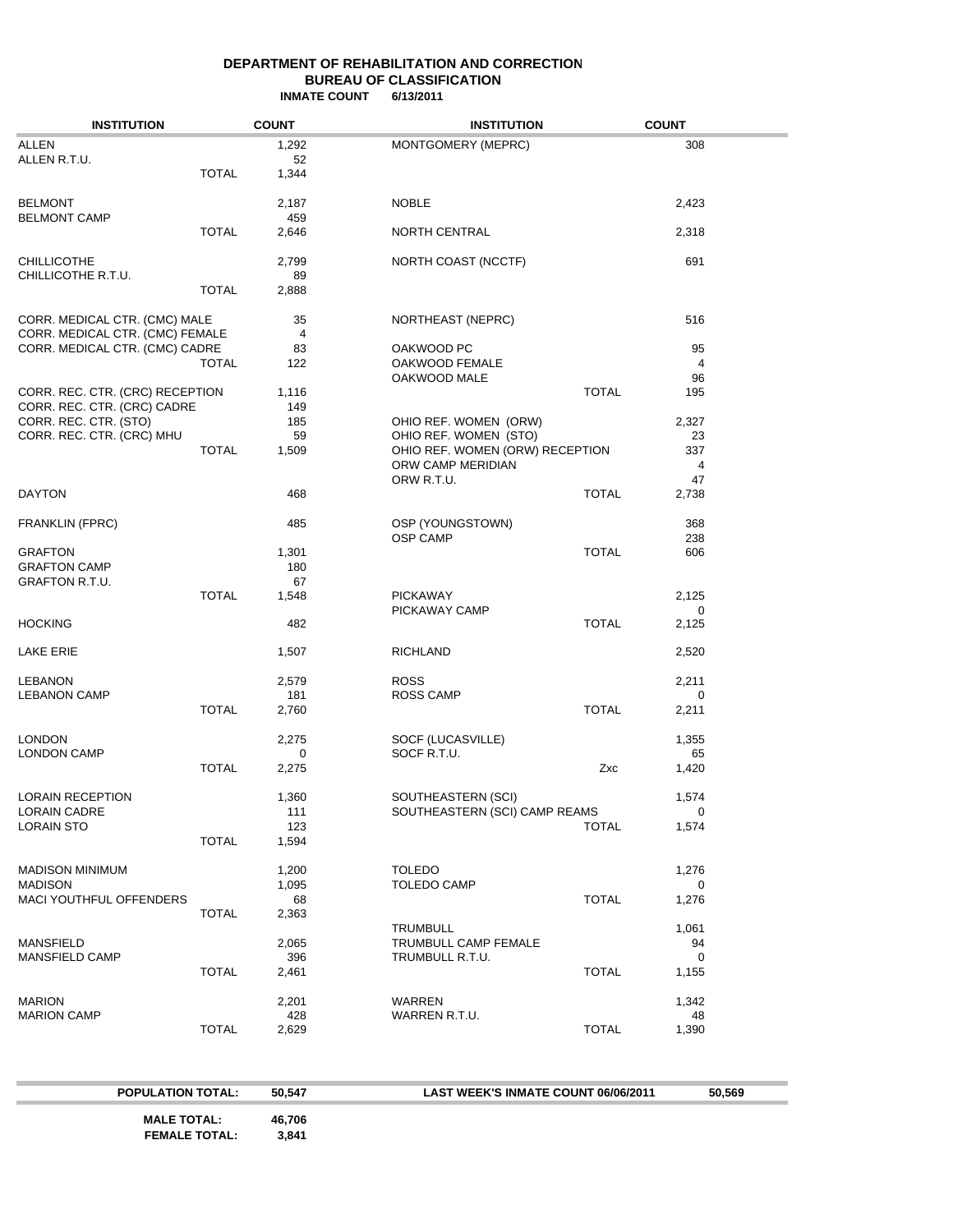**DEPARTMENT OF REHABILITATION AND CORRECTION**
**BUREAU OF CLASSIFICATION**
**INMATE COUNT 6/13/2011**

| INSTITUTION | | COUNT | INSTITUTION | | COUNT |
|---|---|---|---|---|---|
| ALLEN | | 1,292 | MONTGOMERY (MEPRC) | | 308 |
| ALLEN R.T.U. | | 52 | | | |
| | TOTAL | 1,344 | | | |
| BELMONT | | 2,187 | NOBLE | | 2,423 |
| BELMONT CAMP | | 459 | | | |
| | TOTAL | 2,646 | NORTH CENTRAL | | 2,318 |
| CHILLICOTHE | | 2,799 | NORTH COAST (NCCTF) | | 691 |
| CHILLICOTHE R.T.U. | | 89 | | | |
| | TOTAL | 2,888 | | | |
| CORR. MEDICAL CTR. (CMC) MALE | | 35 | NORTHEAST (NEPRC) | | 516 |
| CORR. MEDICAL CTR. (CMC) FEMALE | | 4 | | | |
| CORR. MEDICAL CTR. (CMC) CADRE | | 83 | OAKWOOD PC | | 95 |
| | TOTAL | 122 | OAKWOOD FEMALE | | 4 |
| | | | OAKWOOD MALE | | 96 |
| CORR. REC. CTR. (CRC) RECEPTION | | 1,116 | | TOTAL | 195 |
| CORR. REC. CTR. (CRC) CADRE | | 149 | | | |
| CORR. REC. CTR. (STO) | | 185 | OHIO REF. WOMEN (ORW) | | 2,327 |
| CORR. REC. CTR. (CRC) MHU | | 59 | OHIO REF. WOMEN (STO) | | 23 |
| | TOTAL | 1,509 | OHIO REF. WOMEN (ORW) RECEPTION | | 337 |
| | | | ORW CAMP MERIDIAN | | 4 |
| | | | ORW R.T.U. | | 47 |
| DAYTON | | 468 | | TOTAL | 2,738 |
| FRANKLIN (FPRC) | | 485 | OSP (YOUNGSTOWN) | | 368 |
| | | | OSP CAMP | | 238 |
| GRAFTON | | 1,301 | | TOTAL | 606 |
| GRAFTON CAMP | | 180 | | | |
| GRAFTON R.T.U. | | 67 | | | |
| | TOTAL | 1,548 | PICKAWAY | | 2,125 |
| | | | PICKAWAY CAMP | | 0 |
| HOCKING | | 482 | | TOTAL | 2,125 |
| LAKE ERIE | | 1,507 | RICHLAND | | 2,520 |
| LEBANON | | 2,579 | ROSS | | 2,211 |
| LEBANON CAMP | | 181 | ROSS CAMP | | 0 |
| | TOTAL | 2,760 | | TOTAL | 2,211 |
| LONDON | | 2,275 | SOCF (LUCASVILLE) | | 1,355 |
| LONDON CAMP | | 0 | SOCF R.T.U. | | 65 |
| | TOTAL | 2,275 | | Zxc | 1,420 |
| LORAIN RECEPTION | | 1,360 | SOUTHEASTERN (SCI) | | 1,574 |
| LORAIN CADRE | | 111 | SOUTHEASTERN (SCI) CAMP REAMS | | 0 |
| LORAIN STO | | 123 | | TOTAL | 1,574 |
| | TOTAL | 1,594 | | | |
| MADISON MINIMUM | | 1,200 | TOLEDO | | 1,276 |
| MADISON | | 1,095 | TOLEDO CAMP | | 0 |
| MACI YOUTHFUL OFFENDERS | | 68 | | TOTAL | 1,276 |
| | TOTAL | 2,363 | | | |
| | | | TRUMBULL | | 1,061 |
| MANSFIELD | | 2,065 | TRUMBULL CAMP FEMALE | | 94 |
| MANSFIELD CAMP | | 396 | TRUMBULL R.T.U. | | 0 |
| | TOTAL | 2,461 | | TOTAL | 1,155 |
| MARION | | 2,201 | WARREN | | 1,342 |
| MARION CAMP | | 428 | WARREN R.T.U. | | 48 |
| | TOTAL | 2,629 | | TOTAL | 1,390 |

| | | | |
|---|---|---|---|
| **POPULATION TOTAL:** | **50,547** | **LAST WEEK'S INMATE COUNT 06/06/2011** | **50,569** |
| **MALE TOTAL:** | **46,706** | | |
| **FEMALE TOTAL:** | **3,841** | | |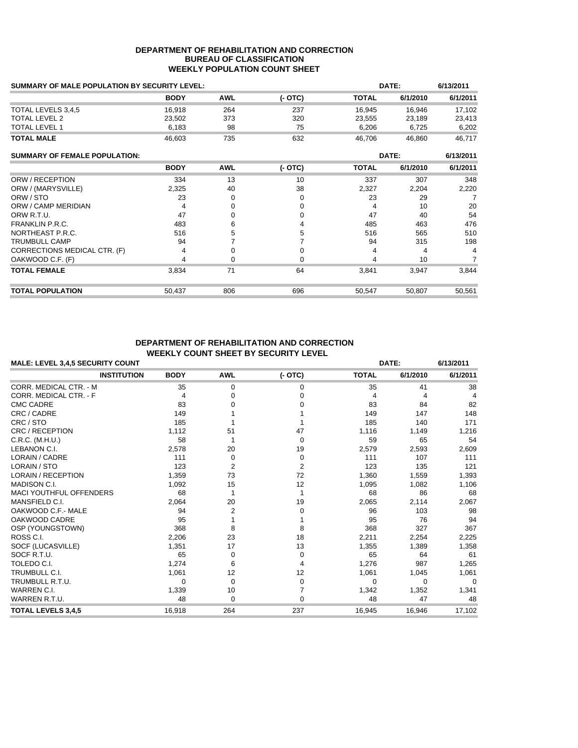**DEPARTMENT OF REHABILITATION AND CORRECTION**
**BUREAU OF CLASSIFICATION**
**WEEKLY POPULATION COUNT SHEET**

| SUMMARY OF MALE POPULATION BY SECURITY LEVEL: | | | | DATE: | | 6/13/2011 |
|---|---|---|---|---|---|---|
| | **BODY** | **AWL** | **(- OTC)** | **TOTAL** | **6/1/2010** | **6/1/2011** |
| TOTAL LEVELS 3,4,5 | 16,918 | 264 | 237 | 16,945 | 16,946 | 17,102 |
| TOTAL LEVEL 2 | 23,502 | 373 | 320 | 23,555 | 23,189 | 23,413 |
| TOTAL LEVEL 1 | 6,183 | 98 | 75 | 6,206 | 6,725 | 6,202 |
| **TOTAL MALE** | 46,603 | 735 | 632 | 46,706 | 46,860 | 46,717 |

| SUMMARY OF FEMALE POPULATION: | | | | DATE: | | 6/13/2011 |
|---|---|---|---|---|---|---|
| | **BODY** | **AWL** | **(- OTC)** | **TOTAL** | **6/1/2010** | **6/1/2011** |
| ORW / RECEPTION | 334 | 13 | 10 | 337 | 307 | 348 |
| ORW / (MARYSVILLE) | 2,325 | 40 | 38 | 2,327 | 2,204 | 2,220 |
| ORW / STO | 23 | 0 | 0 | 23 | 29 | 7 |
| ORW / CAMP MERIDIAN | 4 | 0 | 0 | 4 | 10 | 20 |
| ORW R.T.U. | 47 | 0 | 0 | 47 | 40 | 54 |
| FRANKLIN P.R.C. | 483 | 6 | 4 | 485 | 463 | 476 |
| NORTHEAST P.R.C. | 516 | 5 | 5 | 516 | 565 | 510 |
| TRUMBULL CAMP | 94 | 7 | 7 | 94 | 315 | 198 |
| CORRECTIONS MEDICAL CTR. (F) | 4 | 0 | 0 | 4 | 4 | 4 |
| OAKWOOD C.F. (F) | 4 | 0 | 0 | 4 | 10 | 7 |
| **TOTAL FEMALE** | 3,834 | 71 | 64 | 3,841 | 3,947 | 3,844 |
| **TOTAL POPULATION** | 50,437 | 806 | 696 | 50,547 | 50,807 | 50,561 |

**DEPARTMENT OF REHABILITATION AND CORRECTION**
**WEEKLY COUNT SHEET BY SECURITY LEVEL**

| MALE: LEVEL 3,4,5 SECURITY COUNT | | | | DATE: | | 6/13/2011 |
|---|---|---|---|---|---|---|
| **INSTITUTION** | **BODY** | **AWL** | **(- OTC)** | **TOTAL** | **6/1/2010** | **6/1/2011** |
| CORR. MEDICAL CTR. - M | 35 | 0 | 0 | 35 | 41 | 38 |
| CORR. MEDICAL CTR. - F | 4 | 0 | 0 | 4 | 4 | 4 |
| CMC CADRE | 83 | 0 | 0 | 83 | 84 | 82 |
| CRC / CADRE | 149 | 1 | 1 | 149 | 147 | 148 |
| CRC / STO | 185 | 1 | 1 | 185 | 140 | 171 |
| CRC / RECEPTION | 1,112 | 51 | 47 | 1,116 | 1,149 | 1,216 |
| C.R.C. (M.H.U.) | 58 | 1 | 0 | 59 | 65 | 54 |
| LEBANON C.I. | 2,578 | 20 | 19 | 2,579 | 2,593 | 2,609 |
| LORAIN / CADRE | 111 | 0 | 0 | 111 | 107 | 111 |
| LORAIN / STO | 123 | 2 | 2 | 123 | 135 | 121 |
| LORAIN / RECEPTION | 1,359 | 73 | 72 | 1,360 | 1,559 | 1,393 |
| MADISON C.I. | 1,092 | 15 | 12 | 1,095 | 1,082 | 1,106 |
| MACI YOUTHFUL OFFENDERS | 68 | 1 | 1 | 68 | 86 | 68 |
| MANSFIELD C.I. | 2,064 | 20 | 19 | 2,065 | 2,114 | 2,067 |
| OAKWOOD C.F.- MALE | 94 | 2 | 0 | 96 | 103 | 98 |
| OAKWOOD CADRE | 95 | 1 | 1 | 95 | 76 | 94 |
| OSP (YOUNGSTOWN) | 368 | 8 | 8 | 368 | 327 | 367 |
| ROSS C.I. | 2,206 | 23 | 18 | 2,211 | 2,254 | 2,225 |
| SOCF (LUCASVILLE) | 1,351 | 17 | 13 | 1,355 | 1,389 | 1,358 |
| SOCF R.T.U. | 65 | 0 | 0 | 65 | 64 | 61 |
| TOLEDO C.I. | 1,274 | 6 | 4 | 1,276 | 987 | 1,265 |
| TRUMBULL C.I. | 1,061 | 12 | 12 | 1,061 | 1,045 | 1,061 |
| TRUMBULL R.T.U. | 0 | 0 | 0 | 0 | 0 | 0 |
| WARREN C.I. | 1,339 | 10 | 7 | 1,342 | 1,352 | 1,341 |
| WARREN R.T.U. | 48 | 0 | 0 | 48 | 47 | 48 |
| **TOTAL LEVELS 3,4,5** | 16,918 | 264 | 237 | 16,945 | 16,946 | 17,102 |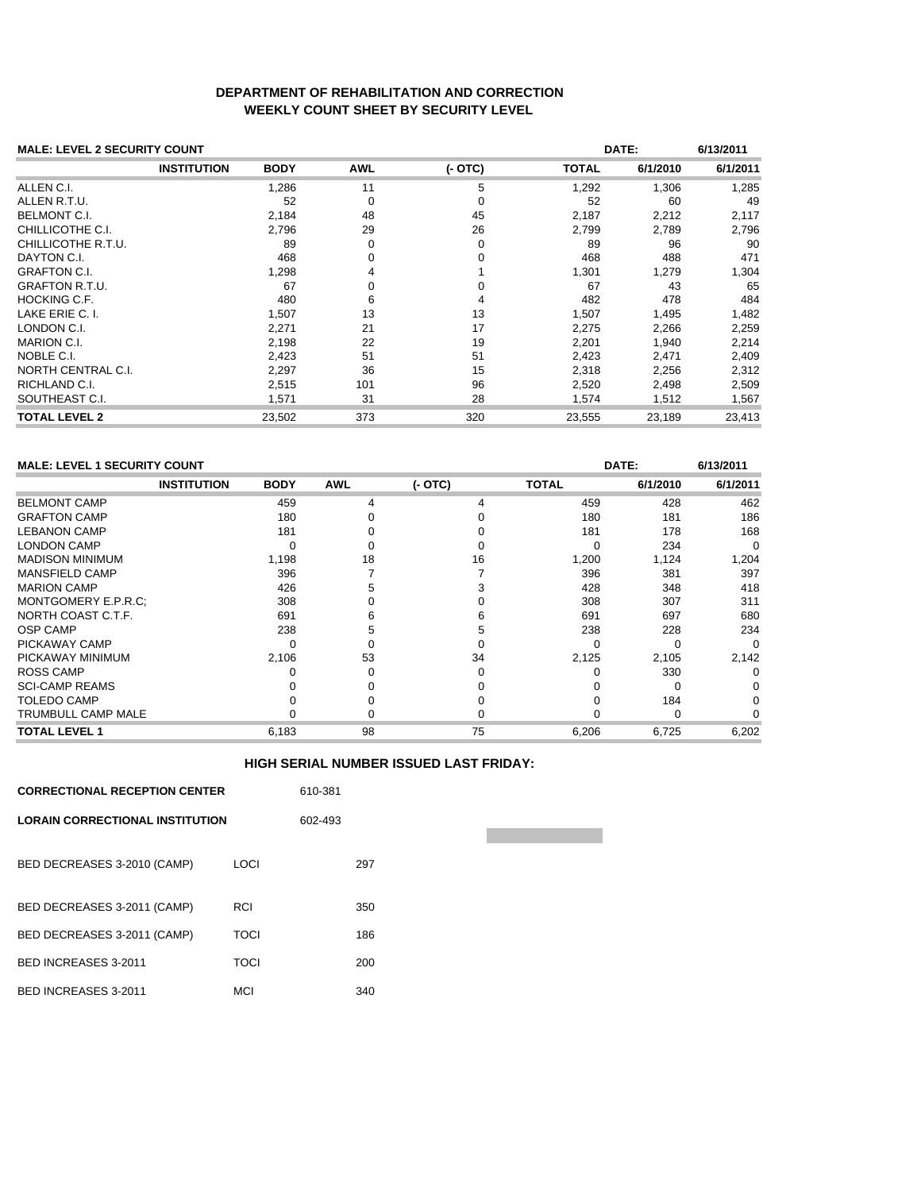# DEPARTMENT OF REHABILITATION AND CORRECTION
## WEEKLY COUNT SHEET BY SECURITY LEVEL

**MALE: LEVEL 2 SECURITY COUNT** — **DATE:** 6/13/2011

| INSTITUTION | BODY | AWL | (- OTC) | TOTAL | 6/1/2010 | 6/1/2011 |
|---|---|---|---|---|---|---|
| ALLEN C.I. | 1,286 | 11 | 5 | 1,292 | 1,306 | 1,285 |
| ALLEN R.T.U. | 52 | 0 | 0 | 52 | 60 | 49 |
| BELMONT C.I. | 2,184 | 48 | 45 | 2,187 | 2,212 | 2,117 |
| CHILLICOTHE C.I. | 2,796 | 29 | 26 | 2,799 | 2,789 | 2,796 |
| CHILLICOTHE R.T.U. | 89 | 0 | 0 | 89 | 96 | 90 |
| DAYTON C.I. | 468 | 0 | 0 | 468 | 488 | 471 |
| GRAFTON C.I. | 1,298 | 4 | 1 | 1,301 | 1,279 | 1,304 |
| GRAFTON R.T.U. | 67 | 0 | 0 | 67 | 43 | 65 |
| HOCKING C.F. | 480 | 6 | 4 | 482 | 478 | 484 |
| LAKE ERIE C. I. | 1,507 | 13 | 13 | 1,507 | 1,495 | 1,482 |
| LONDON C.I. | 2,271 | 21 | 17 | 2,275 | 2,266 | 2,259 |
| MARION C.I. | 2,198 | 22 | 19 | 2,201 | 1,940 | 2,214 |
| NOBLE C.I. | 2,423 | 51 | 51 | 2,423 | 2,471 | 2,409 |
| NORTH CENTRAL C.I. | 2,297 | 36 | 15 | 2,318 | 2,256 | 2,312 |
| RICHLAND C.I. | 2,515 | 101 | 96 | 2,520 | 2,498 | 2,509 |
| SOUTHEAST C.I. | 1,571 | 31 | 28 | 1,574 | 1,512 | 1,567 |
| **TOTAL LEVEL 2** | 23,502 | 373 | 320 | 23,555 | 23,189 | 23,413 |

**MALE: LEVEL 1 SECURITY COUNT** — **DATE:** 6/13/2011

| INSTITUTION | BODY | AWL | (- OTC) | TOTAL | 6/1/2010 | 6/1/2011 |
|---|---|---|---|---|---|---|
| BELMONT CAMP | 459 | 4 | 4 | 459 | 428 | 462 |
| GRAFTON CAMP | 180 | 0 | 0 | 180 | 181 | 186 |
| LEBANON CAMP | 181 | 0 | 0 | 181 | 178 | 168 |
| LONDON CAMP | 0 | 0 | 0 | 0 | 234 | 0 |
| MADISON MINIMUM | 1,198 | 18 | 16 | 1,200 | 1,124 | 1,204 |
| MANSFIELD CAMP | 396 | 7 | 7 | 396 | 381 | 397 |
| MARION CAMP | 426 | 5 | 3 | 428 | 348 | 418 |
| MONTGOMERY E.P.R.C; | 308 | 0 | 0 | 308 | 307 | 311 |
| NORTH COAST C.T.F. | 691 | 6 | 6 | 691 | 697 | 680 |
| OSP CAMP | 238 | 5 | 5 | 238 | 228 | 234 |
| PICKAWAY CAMP | 0 | 0 | 0 | 0 | 0 | 0 |
| PICKAWAY MINIMUM | 2,106 | 53 | 34 | 2,125 | 2,105 | 2,142 |
| ROSS CAMP | 0 | 0 | 0 | 0 | 330 | 0 |
| SCI-CAMP REAMS | 0 | 0 | 0 | 0 | 0 | 0 |
| TOLEDO CAMP | 0 | 0 | 0 | 0 | 184 | 0 |
| TRUMBULL CAMP MALE | 0 | 0 | 0 | 0 | 0 | 0 |
| **TOTAL LEVEL 1** | 6,183 | 98 | 75 | 6,206 | 6,725 | 6,202 |

### HIGH SERIAL NUMBER ISSUED LAST FRIDAY:

| | |
|---|---|
| **CORRECTIONAL RECEPTION CENTER** | 610-381 |
| **LORAIN CORRECTIONAL INSTITUTION** | 602-493 |

| | | |
|---|---|---|
| BED DECREASES 3-2010 (CAMP) | LOCI | 297 |
| BED DECREASES 3-2011 (CAMP) | RCI | 350 |
| BED DECREASES 3-2011 (CAMP) | TOCI | 186 |
| BED INCREASES 3-2011 | TOCI | 200 |
| BED INCREASES 3-2011 | MCI | 340 |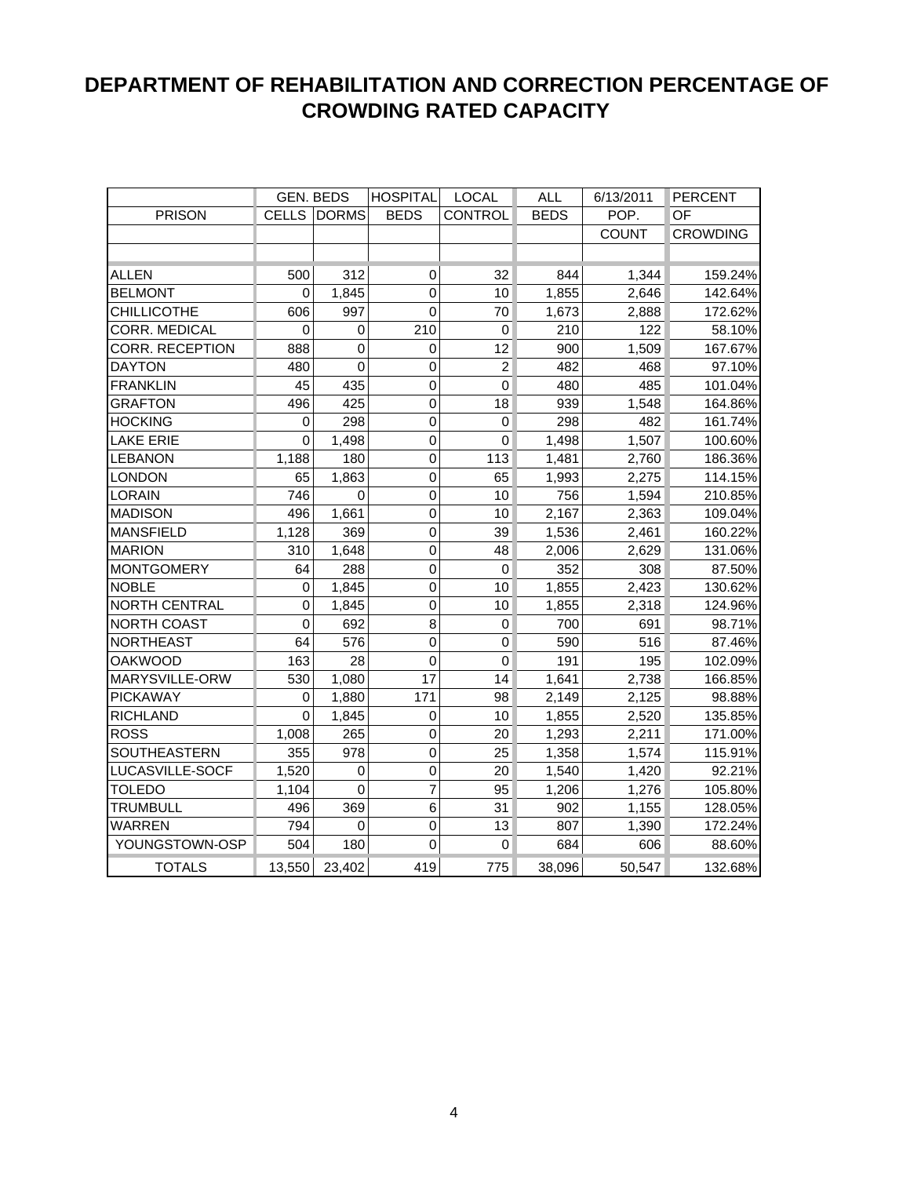# DEPARTMENT OF REHABILITATION AND CORRECTION PERCENTAGE OF CROWDING RATED CAPACITY

| | GEN. BEDS | | HOSPITAL | LOCAL | ALL | 6/13/2011 | PERCENT |
|---|---|---|---|---|---|---|---|
| PRISON | CELLS | DORMS | BEDS | CONTROL | BEDS | POP. | OF |
| | | | | | | COUNT | CROWDING |
| ALLEN | 500 | 312 | 0 | 32 | 844 | 1,344 | 159.24% |
| BELMONT | 0 | 1,845 | 0 | 10 | 1,855 | 2,646 | 142.64% |
| CHILLICOTHE | 606 | 997 | 0 | 70 | 1,673 | 2,888 | 172.62% |
| CORR. MEDICAL | 0 | 0 | 210 | 0 | 210 | 122 | 58.10% |
| CORR. RECEPTION | 888 | 0 | 0 | 12 | 900 | 1,509 | 167.67% |
| DAYTON | 480 | 0 | 0 | 2 | 482 | 468 | 97.10% |
| FRANKLIN | 45 | 435 | 0 | 0 | 480 | 485 | 101.04% |
| GRAFTON | 496 | 425 | 0 | 18 | 939 | 1,548 | 164.86% |
| HOCKING | 0 | 298 | 0 | 0 | 298 | 482 | 161.74% |
| LAKE ERIE | 0 | 1,498 | 0 | 0 | 1,498 | 1,507 | 100.60% |
| LEBANON | 1,188 | 180 | 0 | 113 | 1,481 | 2,760 | 186.36% |
| LONDON | 65 | 1,863 | 0 | 65 | 1,993 | 2,275 | 114.15% |
| LORAIN | 746 | 0 | 0 | 10 | 756 | 1,594 | 210.85% |
| MADISON | 496 | 1,661 | 0 | 10 | 2,167 | 2,363 | 109.04% |
| MANSFIELD | 1,128 | 369 | 0 | 39 | 1,536 | 2,461 | 160.22% |
| MARION | 310 | 1,648 | 0 | 48 | 2,006 | 2,629 | 131.06% |
| MONTGOMERY | 64 | 288 | 0 | 0 | 352 | 308 | 87.50% |
| NOBLE | 0 | 1,845 | 0 | 10 | 1,855 | 2,423 | 130.62% |
| NORTH CENTRAL | 0 | 1,845 | 0 | 10 | 1,855 | 2,318 | 124.96% |
| NORTH COAST | 0 | 692 | 8 | 0 | 700 | 691 | 98.71% |
| NORTHEAST | 64 | 576 | 0 | 0 | 590 | 516 | 87.46% |
| OAKWOOD | 163 | 28 | 0 | 0 | 191 | 195 | 102.09% |
| MARYSVILLE-ORW | 530 | 1,080 | 17 | 14 | 1,641 | 2,738 | 166.85% |
| PICKAWAY | 0 | 1,880 | 171 | 98 | 2,149 | 2,125 | 98.88% |
| RICHLAND | 0 | 1,845 | 0 | 10 | 1,855 | 2,520 | 135.85% |
| ROSS | 1,008 | 265 | 0 | 20 | 1,293 | 2,211 | 171.00% |
| SOUTHEASTERN | 355 | 978 | 0 | 25 | 1,358 | 1,574 | 115.91% |
| LUCASVILLE-SOCF | 1,520 | 0 | 0 | 20 | 1,540 | 1,420 | 92.21% |
| TOLEDO | 1,104 | 0 | 7 | 95 | 1,206 | 1,276 | 105.80% |
| TRUMBULL | 496 | 369 | 6 | 31 | 902 | 1,155 | 128.05% |
| WARREN | 794 | 0 | 0 | 13 | 807 | 1,390 | 172.24% |
| YOUNGSTOWN-OSP | 504 | 180 | 0 | 0 | 684 | 606 | 88.60% |
| TOTALS | 13,550 | 23,402 | 419 | 775 | 38,096 | 50,547 | 132.68% |